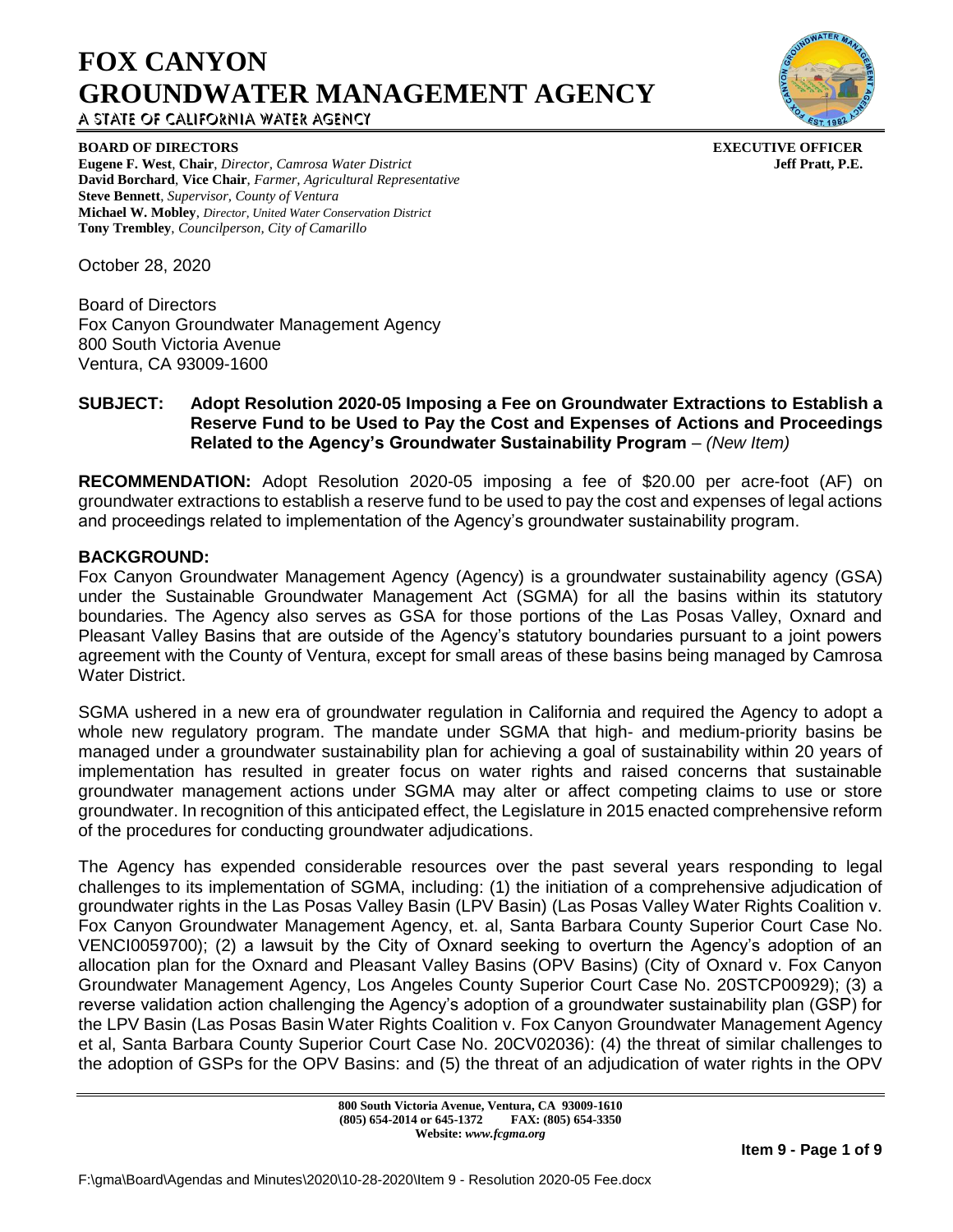# FOX CANYON GROUNDWATER MANAGEMENT AGENCY

A STATE OF CALIFORNIA WATER AGENCY

**BOARD OF DIRECTORS**
**Eugene F. West**, **Chair**, *Director, Camrosa Water District*
**David Borchard**, **Vice Chair**, *Farmer, Agricultural Representative*
**Steve Bennett**, *Supervisor, County of Ventura*
**Michael W. Mobley**, *Director, United Water Conservation District*
**Tony Trembley**, *Councilperson, City of Camarillo*

**EXECUTIVE OFFICER**
**Jeff Pratt, P.E.**

October 28, 2020

Board of Directors
Fox Canyon Groundwater Management Agency
800 South Victoria Avenue
Ventura, CA 93009-1600

**SUBJECT: Adopt Resolution 2020-05 Imposing a Fee on Groundwater Extractions to Establish a Reserve Fund to be Used to Pay the Cost and Expenses of Actions and Proceedings Related to the Agency's Groundwater Sustainability Program** – *(New Item)*

**RECOMMENDATION:** Adopt Resolution 2020-05 imposing a fee of \$20.00 per acre-foot (AF) on groundwater extractions to establish a reserve fund to be used to pay the cost and expenses of legal actions and proceedings related to implementation of the Agency's groundwater sustainability program.

**BACKGROUND:**

Fox Canyon Groundwater Management Agency (Agency) is a groundwater sustainability agency (GSA) under the Sustainable Groundwater Management Act (SGMA) for all the basins within its statutory boundaries. The Agency also serves as GSA for those portions of the Las Posas Valley, Oxnard and Pleasant Valley Basins that are outside of the Agency's statutory boundaries pursuant to a joint powers agreement with the County of Ventura, except for small areas of these basins being managed by Camrosa Water District.

SGMA ushered in a new era of groundwater regulation in California and required the Agency to adopt a whole new regulatory program. The mandate under SGMA that high- and medium-priority basins be managed under a groundwater sustainability plan for achieving a goal of sustainability within 20 years of implementation has resulted in greater focus on water rights and raised concerns that sustainable groundwater management actions under SGMA may alter or affect competing claims to use or store groundwater. In recognition of this anticipated effect, the Legislature in 2015 enacted comprehensive reform of the procedures for conducting groundwater adjudications.

The Agency has expended considerable resources over the past several years responding to legal challenges to its implementation of SGMA, including: (1) the initiation of a comprehensive adjudication of groundwater rights in the Las Posas Valley Basin (LPV Basin) (Las Posas Valley Water Rights Coalition v. Fox Canyon Groundwater Management Agency, et. al, Santa Barbara County Superior Court Case No. VENCI0059700); (2) a lawsuit by the City of Oxnard seeking to overturn the Agency's adoption of an allocation plan for the Oxnard and Pleasant Valley Basins (OPV Basins) (City of Oxnard v. Fox Canyon Groundwater Management Agency, Los Angeles County Superior Court Case No. 20STCP00929); (3) a reverse validation action challenging the Agency's adoption of a groundwater sustainability plan (GSP) for the LPV Basin (Las Posas Basin Water Rights Coalition v. Fox Canyon Groundwater Management Agency et al, Santa Barbara County Superior Court Case No. 20CV02036): (4) the threat of similar challenges to the adoption of GSPs for the OPV Basins: and (5) the threat of an adjudication of water rights in the OPV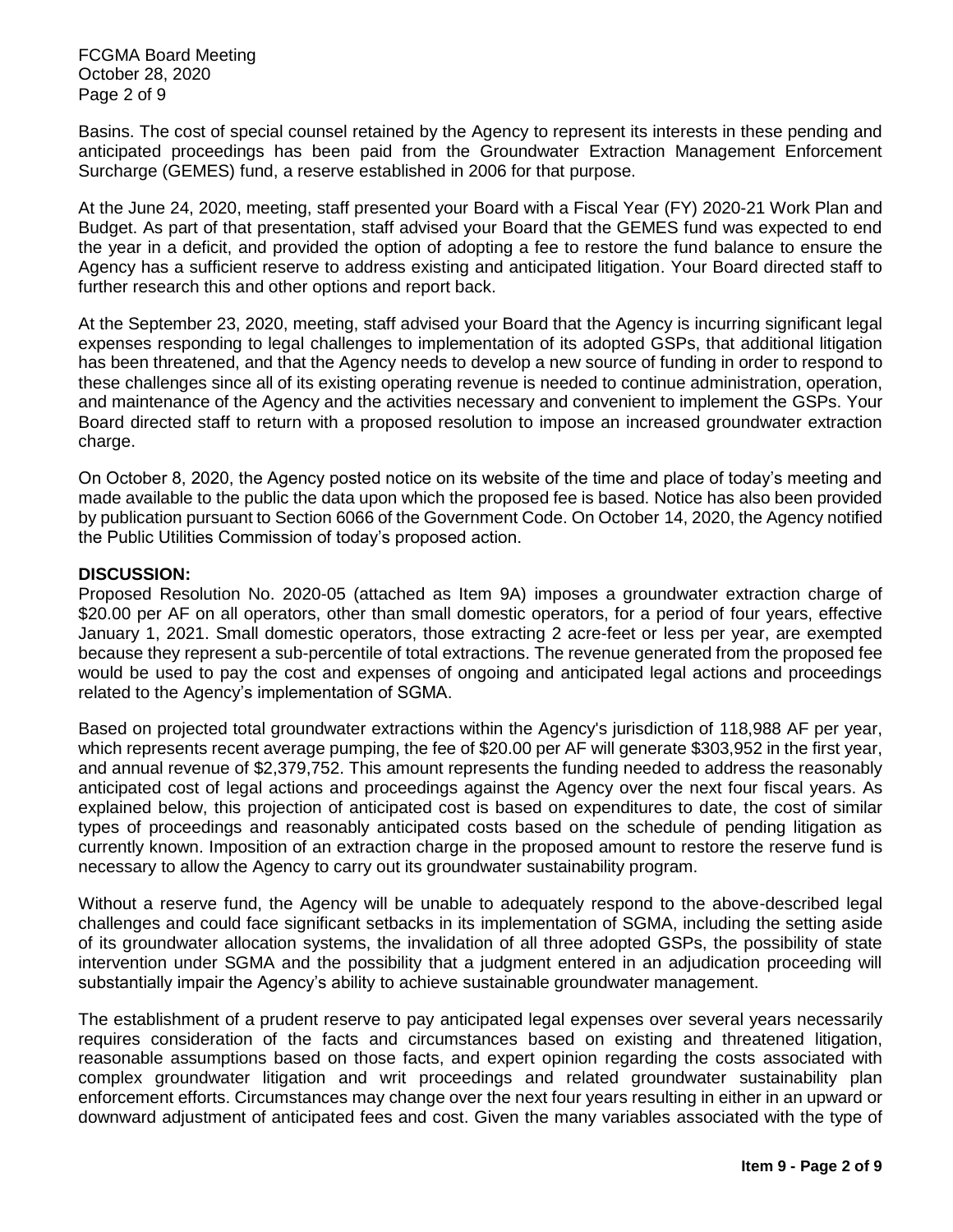Basins. The cost of special counsel retained by the Agency to represent its interests in these pending and anticipated proceedings has been paid from the Groundwater Extraction Management Enforcement Surcharge (GEMES) fund, a reserve established in 2006 for that purpose.

At the June 24, 2020, meeting, staff presented your Board with a Fiscal Year (FY) 2020-21 Work Plan and Budget. As part of that presentation, staff advised your Board that the GEMES fund was expected to end the year in a deficit, and provided the option of adopting a fee to restore the fund balance to ensure the Agency has a sufficient reserve to address existing and anticipated litigation. Your Board directed staff to further research this and other options and report back.

At the September 23, 2020, meeting, staff advised your Board that the Agency is incurring significant legal expenses responding to legal challenges to implementation of its adopted GSPs, that additional litigation has been threatened, and that the Agency needs to develop a new source of funding in order to respond to these challenges since all of its existing operating revenue is needed to continue administration, operation, and maintenance of the Agency and the activities necessary and convenient to implement the GSPs. Your Board directed staff to return with a proposed resolution to impose an increased groundwater extraction charge.

On October 8, 2020, the Agency posted notice on its website of the time and place of today's meeting and made available to the public the data upon which the proposed fee is based. Notice has also been provided by publication pursuant to Section 6066 of the Government Code. On October 14, 2020, the Agency notified the Public Utilities Commission of today's proposed action.

**DISCUSSION:**
Proposed Resolution No. 2020-05 (attached as Item 9A) imposes a groundwater extraction charge of $20.00 per AF on all operators, other than small domestic operators, for a period of four years, effective January 1, 2021. Small domestic operators, those extracting 2 acre-feet or less per year, are exempted because they represent a sub-percentile of total extractions. The revenue generated from the proposed fee would be used to pay the cost and expenses of ongoing and anticipated legal actions and proceedings related to the Agency's implementation of SGMA.

Based on projected total groundwater extractions within the Agency's jurisdiction of 118,988 AF per year, which represents recent average pumping, the fee of $20.00 per AF will generate $303,952 in the first year, and annual revenue of $2,379,752. This amount represents the funding needed to address the reasonably anticipated cost of legal actions and proceedings against the Agency over the next four fiscal years. As explained below, this projection of anticipated cost is based on expenditures to date, the cost of similar types of proceedings and reasonably anticipated costs based on the schedule of pending litigation as currently known. Imposition of an extraction charge in the proposed amount to restore the reserve fund is necessary to allow the Agency to carry out its groundwater sustainability program.

Without a reserve fund, the Agency will be unable to adequately respond to the above-described legal challenges and could face significant setbacks in its implementation of SGMA, including the setting aside of its groundwater allocation systems, the invalidation of all three adopted GSPs, the possibility of state intervention under SGMA and the possibility that a judgment entered in an adjudication proceeding will substantially impair the Agency's ability to achieve sustainable groundwater management.

The establishment of a prudent reserve to pay anticipated legal expenses over several years necessarily requires consideration of the facts and circumstances based on existing and threatened litigation, reasonable assumptions based on those facts, and expert opinion regarding the costs associated with complex groundwater litigation and writ proceedings and related groundwater sustainability plan enforcement efforts. Circumstances may change over the next four years resulting in either in an upward or downward adjustment of anticipated fees and cost. Given the many variables associated with the type of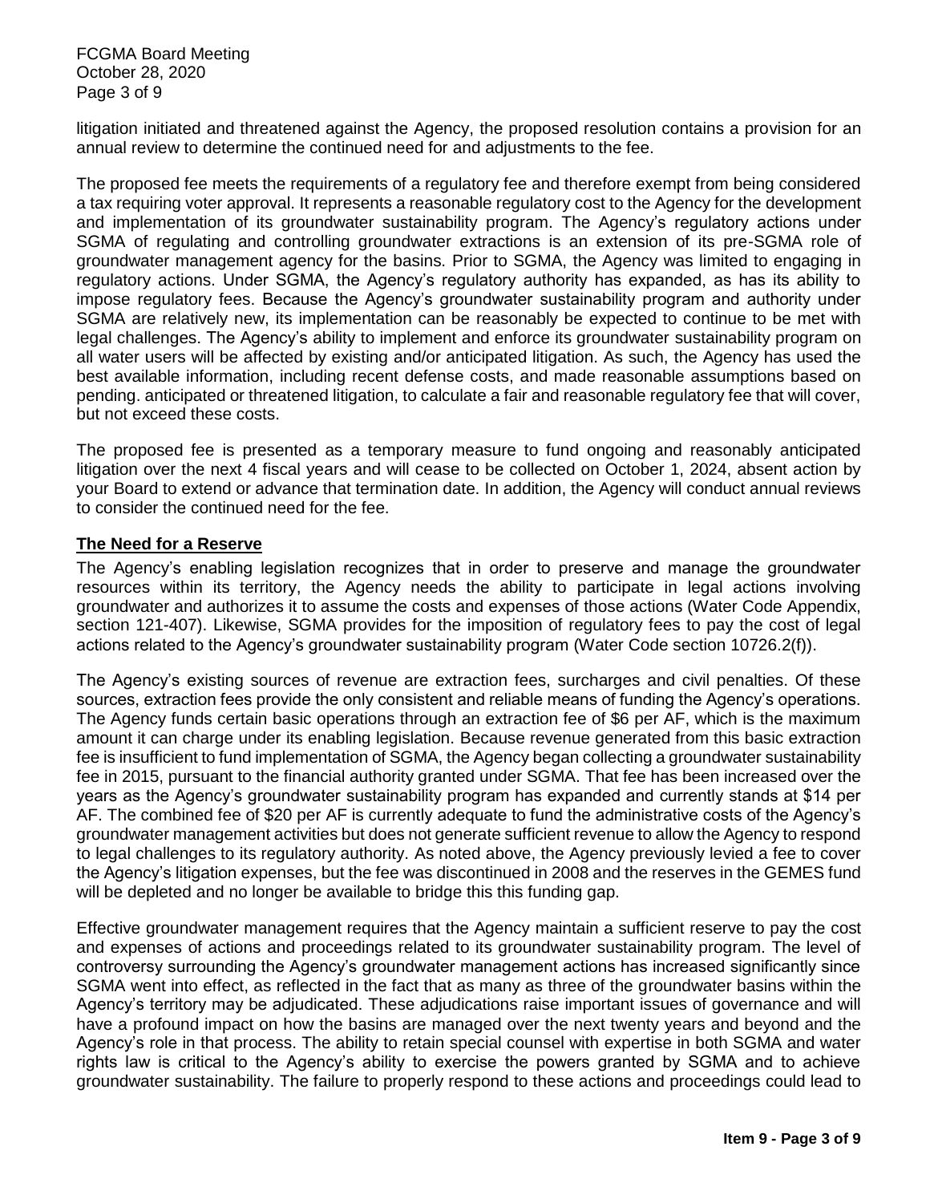litigation initiated and threatened against the Agency, the proposed resolution contains a provision for an annual review to determine the continued need for and adjustments to the fee.

The proposed fee meets the requirements of a regulatory fee and therefore exempt from being considered a tax requiring voter approval. It represents a reasonable regulatory cost to the Agency for the development and implementation of its groundwater sustainability program. The Agency's regulatory actions under SGMA of regulating and controlling groundwater extractions is an extension of its pre-SGMA role of groundwater management agency for the basins. Prior to SGMA, the Agency was limited to engaging in regulatory actions. Under SGMA, the Agency's regulatory authority has expanded, as has its ability to impose regulatory fees. Because the Agency's groundwater sustainability program and authority under SGMA are relatively new, its implementation can be reasonably be expected to continue to be met with legal challenges. The Agency's ability to implement and enforce its groundwater sustainability program on all water users will be affected by existing and/or anticipated litigation. As such, the Agency has used the best available information, including recent defense costs, and made reasonable assumptions based on pending. anticipated or threatened litigation, to calculate a fair and reasonable regulatory fee that will cover, but not exceed these costs.

The proposed fee is presented as a temporary measure to fund ongoing and reasonably anticipated litigation over the next 4 fiscal years and will cease to be collected on October 1, 2024, absent action by your Board to extend or advance that termination date. In addition, the Agency will conduct annual reviews to consider the continued need for the fee.

**The Need for a Reserve**

The Agency's enabling legislation recognizes that in order to preserve and manage the groundwater resources within its territory, the Agency needs the ability to participate in legal actions involving groundwater and authorizes it to assume the costs and expenses of those actions (Water Code Appendix, section 121-407). Likewise, SGMA provides for the imposition of regulatory fees to pay the cost of legal actions related to the Agency's groundwater sustainability program (Water Code section 10726.2(f)).

The Agency's existing sources of revenue are extraction fees, surcharges and civil penalties. Of these sources, extraction fees provide the only consistent and reliable means of funding the Agency's operations. The Agency funds certain basic operations through an extraction fee of $6 per AF, which is the maximum amount it can charge under its enabling legislation. Because revenue generated from this basic extraction fee is insufficient to fund implementation of SGMA, the Agency began collecting a groundwater sustainability fee in 2015, pursuant to the financial authority granted under SGMA. That fee has been increased over the years as the Agency's groundwater sustainability program has expanded and currently stands at $14 per AF. The combined fee of $20 per AF is currently adequate to fund the administrative costs of the Agency's groundwater management activities but does not generate sufficient revenue to allow the Agency to respond to legal challenges to its regulatory authority. As noted above, the Agency previously levied a fee to cover the Agency's litigation expenses, but the fee was discontinued in 2008 and the reserves in the GEMES fund will be depleted and no longer be available to bridge this this funding gap.

Effective groundwater management requires that the Agency maintain a sufficient reserve to pay the cost and expenses of actions and proceedings related to its groundwater sustainability program. The level of controversy surrounding the Agency's groundwater management actions has increased significantly since SGMA went into effect, as reflected in the fact that as many as three of the groundwater basins within the Agency's territory may be adjudicated. These adjudications raise important issues of governance and will have a profound impact on how the basins are managed over the next twenty years and beyond and the Agency's role in that process. The ability to retain special counsel with expertise in both SGMA and water rights law is critical to the Agency's ability to exercise the powers granted by SGMA and to achieve groundwater sustainability. The failure to properly respond to these actions and proceedings could lead to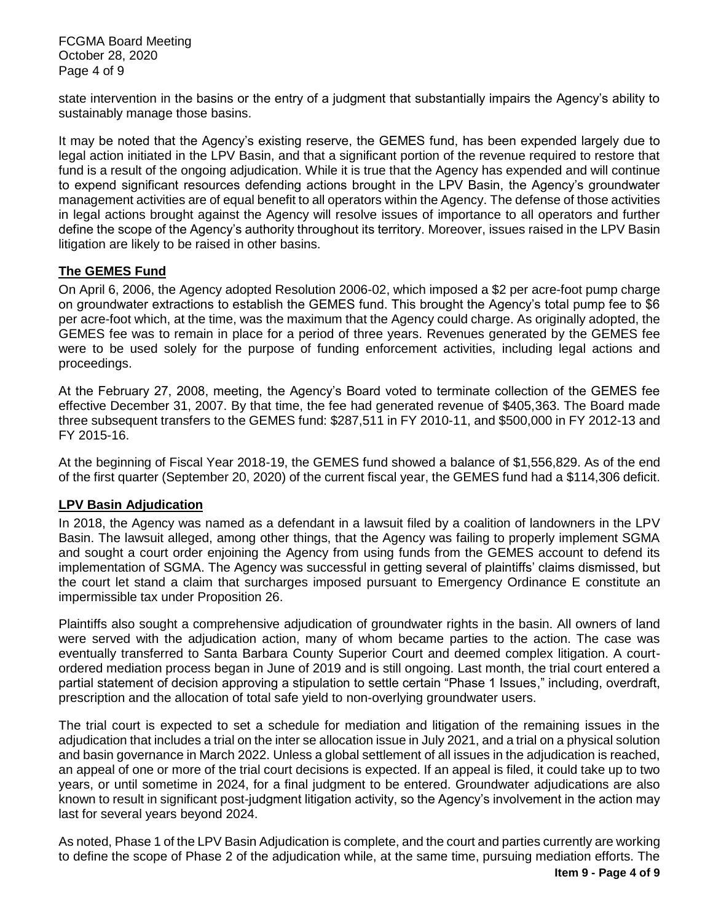state intervention in the basins or the entry of a judgment that substantially impairs the Agency's ability to sustainably manage those basins.

It may be noted that the Agency's existing reserve, the GEMES fund, has been expended largely due to legal action initiated in the LPV Basin, and that a significant portion of the revenue required to restore that fund is a result of the ongoing adjudication. While it is true that the Agency has expended and will continue to expend significant resources defending actions brought in the LPV Basin, the Agency's groundwater management activities are of equal benefit to all operators within the Agency. The defense of those activities in legal actions brought against the Agency will resolve issues of importance to all operators and further define the scope of the Agency's authority throughout its territory. Moreover, issues raised in the LPV Basin litigation are likely to be raised in other basins.

## The GEMES Fund

On April 6, 2006, the Agency adopted Resolution 2006-02, which imposed a $2 per acre-foot pump charge on groundwater extractions to establish the GEMES fund. This brought the Agency's total pump fee to $6 per acre-foot which, at the time, was the maximum that the Agency could charge. As originally adopted, the GEMES fee was to remain in place for a period of three years. Revenues generated by the GEMES fee were to be used solely for the purpose of funding enforcement activities, including legal actions and proceedings.

At the February 27, 2008, meeting, the Agency's Board voted to terminate collection of the GEMES fee effective December 31, 2007. By that time, the fee had generated revenue of $405,363. The Board made three subsequent transfers to the GEMES fund: $287,511 in FY 2010-11, and $500,000 in FY 2012-13 and FY 2015-16.

At the beginning of Fiscal Year 2018-19, the GEMES fund showed a balance of $1,556,829. As of the end of the first quarter (September 20, 2020) of the current fiscal year, the GEMES fund had a $114,306 deficit.

## LPV Basin Adjudication

In 2018, the Agency was named as a defendant in a lawsuit filed by a coalition of landowners in the LPV Basin. The lawsuit alleged, among other things, that the Agency was failing to properly implement SGMA and sought a court order enjoining the Agency from using funds from the GEMES account to defend its implementation of SGMA. The Agency was successful in getting several of plaintiffs' claims dismissed, but the court let stand a claim that surcharges imposed pursuant to Emergency Ordinance E constitute an impermissible tax under Proposition 26.

Plaintiffs also sought a comprehensive adjudication of groundwater rights in the basin. All owners of land were served with the adjudication action, many of whom became parties to the action. The case was eventually transferred to Santa Barbara County Superior Court and deemed complex litigation. A court-ordered mediation process began in June of 2019 and is still ongoing. Last month, the trial court entered a partial statement of decision approving a stipulation to settle certain "Phase 1 Issues," including, overdraft, prescription and the allocation of total safe yield to non-overlying groundwater users.

The trial court is expected to set a schedule for mediation and litigation of the remaining issues in the adjudication that includes a trial on the inter se allocation issue in July 2021, and a trial on a physical solution and basin governance in March 2022. Unless a global settlement of all issues in the adjudication is reached, an appeal of one or more of the trial court decisions is expected. If an appeal is filed, it could take up to two years, or until sometime in 2024, for a final judgment to be entered. Groundwater adjudications are also known to result in significant post-judgment litigation activity, so the Agency's involvement in the action may last for several years beyond 2024.

As noted, Phase 1 of the LPV Basin Adjudication is complete, and the court and parties currently are working to define the scope of Phase 2 of the adjudication while, at the same time, pursuing mediation efforts. The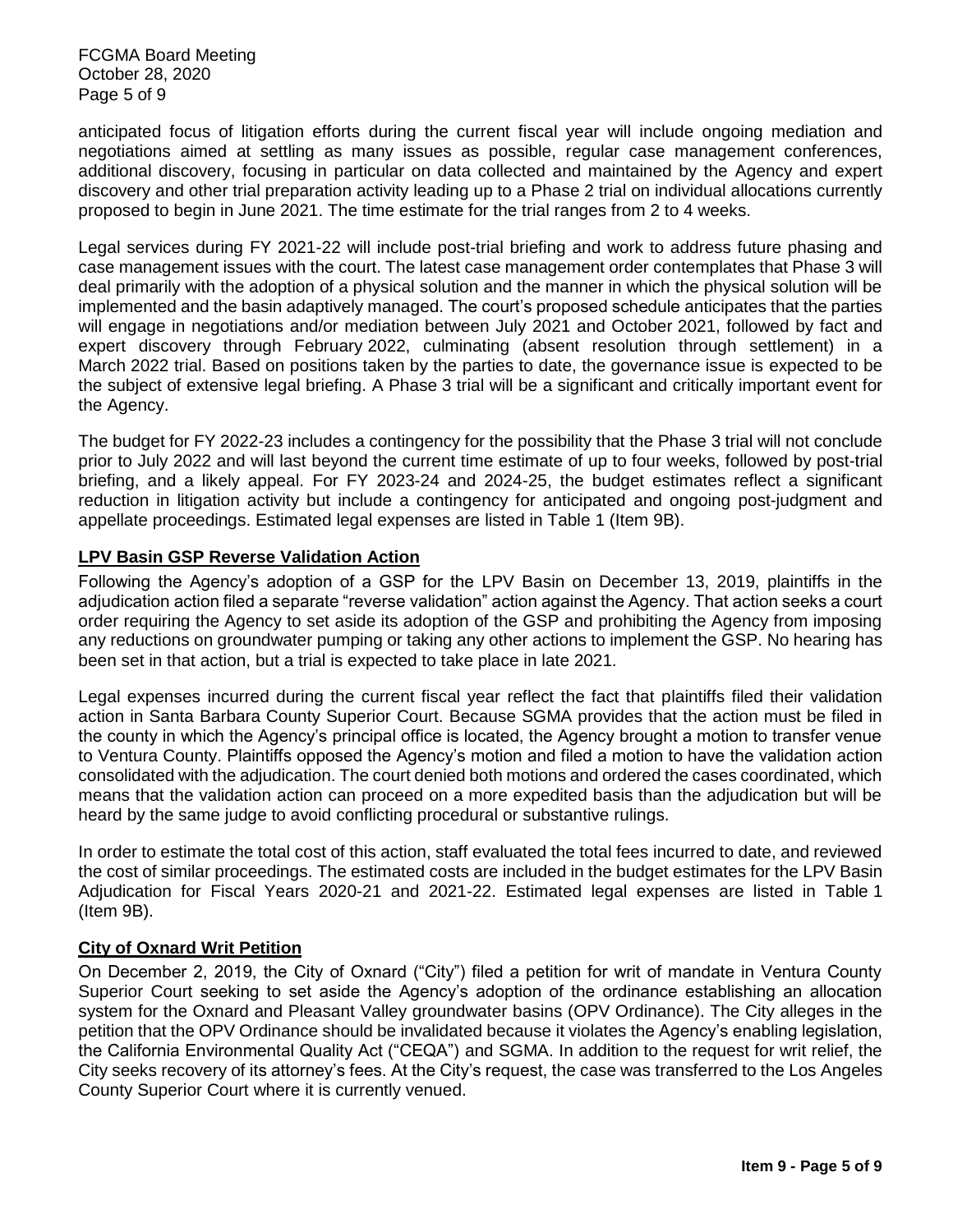anticipated focus of litigation efforts during the current fiscal year will include ongoing mediation and negotiations aimed at settling as many issues as possible, regular case management conferences, additional discovery, focusing in particular on data collected and maintained by the Agency and expert discovery and other trial preparation activity leading up to a Phase 2 trial on individual allocations currently proposed to begin in June 2021. The time estimate for the trial ranges from 2 to 4 weeks.

Legal services during FY 2021-22 will include post-trial briefing and work to address future phasing and case management issues with the court. The latest case management order contemplates that Phase 3 will deal primarily with the adoption of a physical solution and the manner in which the physical solution will be implemented and the basin adaptively managed. The court's proposed schedule anticipates that the parties will engage in negotiations and/or mediation between July 2021 and October 2021, followed by fact and expert discovery through February 2022, culminating (absent resolution through settlement) in a March 2022 trial. Based on positions taken by the parties to date, the governance issue is expected to be the subject of extensive legal briefing. A Phase 3 trial will be a significant and critically important event for the Agency.

The budget for FY 2022-23 includes a contingency for the possibility that the Phase 3 trial will not conclude prior to July 2022 and will last beyond the current time estimate of up to four weeks, followed by post-trial briefing, and a likely appeal. For FY 2023-24 and 2024-25, the budget estimates reflect a significant reduction in litigation activity but include a contingency for anticipated and ongoing post-judgment and appellate proceedings. Estimated legal expenses are listed in Table 1 (Item 9B).

## LPV Basin GSP Reverse Validation Action

Following the Agency's adoption of a GSP for the LPV Basin on December 13, 2019, plaintiffs in the adjudication action filed a separate "reverse validation" action against the Agency. That action seeks a court order requiring the Agency to set aside its adoption of the GSP and prohibiting the Agency from imposing any reductions on groundwater pumping or taking any other actions to implement the GSP. No hearing has been set in that action, but a trial is expected to take place in late 2021.

Legal expenses incurred during the current fiscal year reflect the fact that plaintiffs filed their validation action in Santa Barbara County Superior Court. Because SGMA provides that the action must be filed in the county in which the Agency's principal office is located, the Agency brought a motion to transfer venue to Ventura County. Plaintiffs opposed the Agency's motion and filed a motion to have the validation action consolidated with the adjudication. The court denied both motions and ordered the cases coordinated, which means that the validation action can proceed on a more expedited basis than the adjudication but will be heard by the same judge to avoid conflicting procedural or substantive rulings.

In order to estimate the total cost of this action, staff evaluated the total fees incurred to date, and reviewed the cost of similar proceedings. The estimated costs are included in the budget estimates for the LPV Basin Adjudication for Fiscal Years 2020-21 and 2021-22. Estimated legal expenses are listed in Table 1 (Item 9B).

## City of Oxnard Writ Petition

On December 2, 2019, the City of Oxnard ("City") filed a petition for writ of mandate in Ventura County Superior Court seeking to set aside the Agency's adoption of the ordinance establishing an allocation system for the Oxnard and Pleasant Valley groundwater basins (OPV Ordinance). The City alleges in the petition that the OPV Ordinance should be invalidated because it violates the Agency's enabling legislation, the California Environmental Quality Act ("CEQA") and SGMA. In addition to the request for writ relief, the City seeks recovery of its attorney's fees. At the City's request, the case was transferred to the Los Angeles County Superior Court where it is currently venued.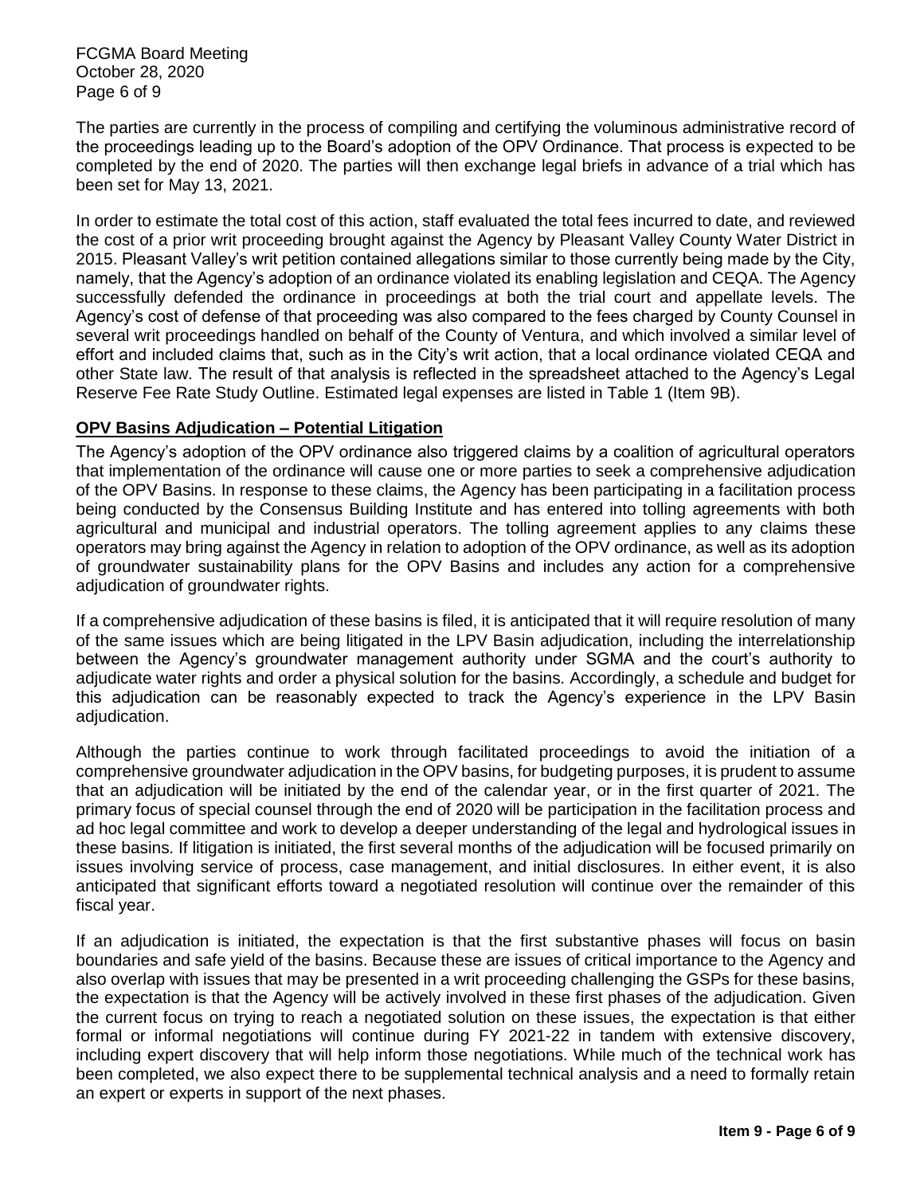The parties are currently in the process of compiling and certifying the voluminous administrative record of the proceedings leading up to the Board's adoption of the OPV Ordinance. That process is expected to be completed by the end of 2020. The parties will then exchange legal briefs in advance of a trial which has been set for May 13, 2021.

In order to estimate the total cost of this action, staff evaluated the total fees incurred to date, and reviewed the cost of a prior writ proceeding brought against the Agency by Pleasant Valley County Water District in 2015. Pleasant Valley's writ petition contained allegations similar to those currently being made by the City, namely, that the Agency's adoption of an ordinance violated its enabling legislation and CEQA. The Agency successfully defended the ordinance in proceedings at both the trial court and appellate levels. The Agency's cost of defense of that proceeding was also compared to the fees charged by County Counsel in several writ proceedings handled on behalf of the County of Ventura, and which involved a similar level of effort and included claims that, such as in the City's writ action, that a local ordinance violated CEQA and other State law. The result of that analysis is reflected in the spreadsheet attached to the Agency's Legal Reserve Fee Rate Study Outline. Estimated legal expenses are listed in Table 1 (Item 9B).

## OPV Basins Adjudication – Potential Litigation

The Agency's adoption of the OPV ordinance also triggered claims by a coalition of agricultural operators that implementation of the ordinance will cause one or more parties to seek a comprehensive adjudication of the OPV Basins. In response to these claims, the Agency has been participating in a facilitation process being conducted by the Consensus Building Institute and has entered into tolling agreements with both agricultural and municipal and industrial operators. The tolling agreement applies to any claims these operators may bring against the Agency in relation to adoption of the OPV ordinance, as well as its adoption of groundwater sustainability plans for the OPV Basins and includes any action for a comprehensive adjudication of groundwater rights.

If a comprehensive adjudication of these basins is filed, it is anticipated that it will require resolution of many of the same issues which are being litigated in the LPV Basin adjudication, including the interrelationship between the Agency's groundwater management authority under SGMA and the court's authority to adjudicate water rights and order a physical solution for the basins. Accordingly, a schedule and budget for this adjudication can be reasonably expected to track the Agency's experience in the LPV Basin adjudication.

Although the parties continue to work through facilitated proceedings to avoid the initiation of a comprehensive groundwater adjudication in the OPV basins, for budgeting purposes, it is prudent to assume that an adjudication will be initiated by the end of the calendar year, or in the first quarter of 2021. The primary focus of special counsel through the end of 2020 will be participation in the facilitation process and ad hoc legal committee and work to develop a deeper understanding of the legal and hydrological issues in these basins. If litigation is initiated, the first several months of the adjudication will be focused primarily on issues involving service of process, case management, and initial disclosures. In either event, it is also anticipated that significant efforts toward a negotiated resolution will continue over the remainder of this fiscal year.

If an adjudication is initiated, the expectation is that the first substantive phases will focus on basin boundaries and safe yield of the basins. Because these are issues of critical importance to the Agency and also overlap with issues that may be presented in a writ proceeding challenging the GSPs for these basins, the expectation is that the Agency will be actively involved in these first phases of the adjudication. Given the current focus on trying to reach a negotiated solution on these issues, the expectation is that either formal or informal negotiations will continue during FY 2021-22 in tandem with extensive discovery, including expert discovery that will help inform those negotiations. While much of the technical work has been completed, we also expect there to be supplemental technical analysis and a need to formally retain an expert or experts in support of the next phases.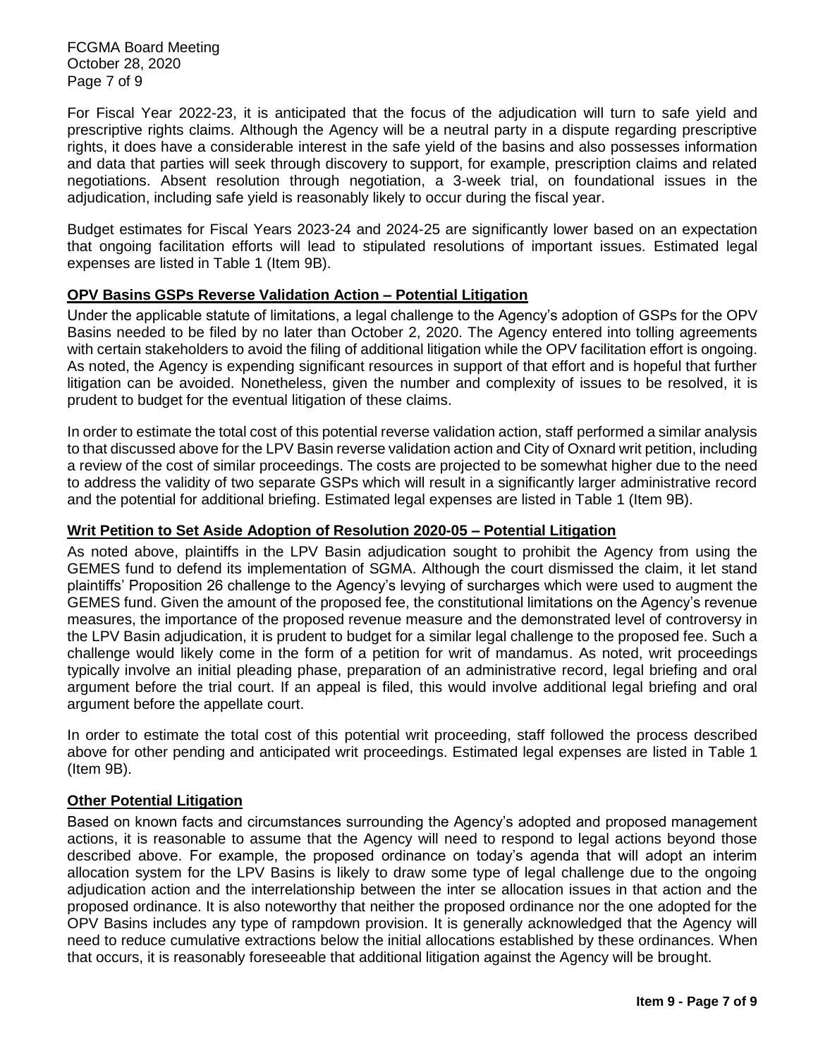For Fiscal Year 2022-23, it is anticipated that the focus of the adjudication will turn to safe yield and prescriptive rights claims. Although the Agency will be a neutral party in a dispute regarding prescriptive rights, it does have a considerable interest in the safe yield of the basins and also possesses information and data that parties will seek through discovery to support, for example, prescription claims and related negotiations. Absent resolution through negotiation, a 3-week trial, on foundational issues in the adjudication, including safe yield is reasonably likely to occur during the fiscal year.

Budget estimates for Fiscal Years 2023-24 and 2024-25 are significantly lower based on an expectation that ongoing facilitation efforts will lead to stipulated resolutions of important issues. Estimated legal expenses are listed in Table 1 (Item 9B).

**OPV Basins GSPs Reverse Validation Action – Potential Litigation**

Under the applicable statute of limitations, a legal challenge to the Agency's adoption of GSPs for the OPV Basins needed to be filed by no later than October 2, 2020. The Agency entered into tolling agreements with certain stakeholders to avoid the filing of additional litigation while the OPV facilitation effort is ongoing. As noted, the Agency is expending significant resources in support of that effort and is hopeful that further litigation can be avoided. Nonetheless, given the number and complexity of issues to be resolved, it is prudent to budget for the eventual litigation of these claims.

In order to estimate the total cost of this potential reverse validation action, staff performed a similar analysis to that discussed above for the LPV Basin reverse validation action and City of Oxnard writ petition, including a review of the cost of similar proceedings. The costs are projected to be somewhat higher due to the need to address the validity of two separate GSPs which will result in a significantly larger administrative record and the potential for additional briefing. Estimated legal expenses are listed in Table 1 (Item 9B).

**Writ Petition to Set Aside Adoption of Resolution 2020-05 – Potential Litigation**

As noted above, plaintiffs in the LPV Basin adjudication sought to prohibit the Agency from using the GEMES fund to defend its implementation of SGMA. Although the court dismissed the claim, it let stand plaintiffs' Proposition 26 challenge to the Agency's levying of surcharges which were used to augment the GEMES fund. Given the amount of the proposed fee, the constitutional limitations on the Agency's revenue measures, the importance of the proposed revenue measure and the demonstrated level of controversy in the LPV Basin adjudication, it is prudent to budget for a similar legal challenge to the proposed fee. Such a challenge would likely come in the form of a petition for writ of mandamus. As noted, writ proceedings typically involve an initial pleading phase, preparation of an administrative record, legal briefing and oral argument before the trial court. If an appeal is filed, this would involve additional legal briefing and oral argument before the appellate court.

In order to estimate the total cost of this potential writ proceeding, staff followed the process described above for other pending and anticipated writ proceedings. Estimated legal expenses are listed in Table 1 (Item 9B).

**Other Potential Litigation**

Based on known facts and circumstances surrounding the Agency's adopted and proposed management actions, it is reasonable to assume that the Agency will need to respond to legal actions beyond those described above. For example, the proposed ordinance on today's agenda that will adopt an interim allocation system for the LPV Basins is likely to draw some type of legal challenge due to the ongoing adjudication action and the interrelationship between the inter se allocation issues in that action and the proposed ordinance. It is also noteworthy that neither the proposed ordinance nor the one adopted for the OPV Basins includes any type of rampdown provision. It is generally acknowledged that the Agency will need to reduce cumulative extractions below the initial allocations established by these ordinances. When that occurs, it is reasonably foreseeable that additional litigation against the Agency will be brought.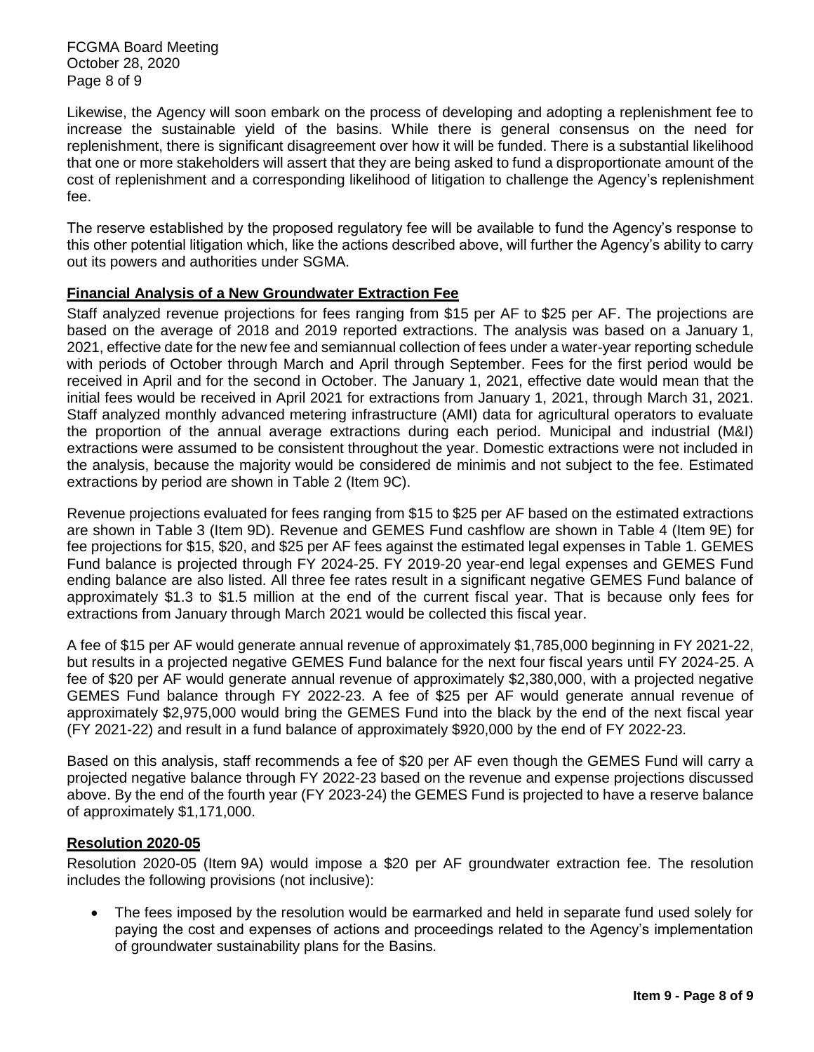Likewise, the Agency will soon embark on the process of developing and adopting a replenishment fee to increase the sustainable yield of the basins. While there is general consensus on the need for replenishment, there is significant disagreement over how it will be funded. There is a substantial likelihood that one or more stakeholders will assert that they are being asked to fund a disproportionate amount of the cost of replenishment and a corresponding likelihood of litigation to challenge the Agency's replenishment fee.

The reserve established by the proposed regulatory fee will be available to fund the Agency's response to this other potential litigation which, like the actions described above, will further the Agency's ability to carry out its powers and authorities under SGMA.

## Financial Analysis of a New Groundwater Extraction Fee

Staff analyzed revenue projections for fees ranging from $15 per AF to $25 per AF. The projections are based on the average of 2018 and 2019 reported extractions. The analysis was based on a January 1, 2021, effective date for the new fee and semiannual collection of fees under a water-year reporting schedule with periods of October through March and April through September. Fees for the first period would be received in April and for the second in October. The January 1, 2021, effective date would mean that the initial fees would be received in April 2021 for extractions from January 1, 2021, through March 31, 2021. Staff analyzed monthly advanced metering infrastructure (AMI) data for agricultural operators to evaluate the proportion of the annual average extractions during each period. Municipal and industrial (M&I) extractions were assumed to be consistent throughout the year. Domestic extractions were not included in the analysis, because the majority would be considered de minimis and not subject to the fee. Estimated extractions by period are shown in Table 2 (Item 9C).

Revenue projections evaluated for fees ranging from $15 to $25 per AF based on the estimated extractions are shown in Table 3 (Item 9D). Revenue and GEMES Fund cashflow are shown in Table 4 (Item 9E) for fee projections for $15, $20, and $25 per AF fees against the estimated legal expenses in Table 1. GEMES Fund balance is projected through FY 2024-25. FY 2019-20 year-end legal expenses and GEMES Fund ending balance are also listed. All three fee rates result in a significant negative GEMES Fund balance of approximately $1.3 to $1.5 million at the end of the current fiscal year. That is because only fees for extractions from January through March 2021 would be collected this fiscal year.

A fee of $15 per AF would generate annual revenue of approximately $1,785,000 beginning in FY 2021-22, but results in a projected negative GEMES Fund balance for the next four fiscal years until FY 2024-25. A fee of $20 per AF would generate annual revenue of approximately $2,380,000, with a projected negative GEMES Fund balance through FY 2022-23. A fee of $25 per AF would generate annual revenue of approximately $2,975,000 would bring the GEMES Fund into the black by the end of the next fiscal year (FY 2021-22) and result in a fund balance of approximately $920,000 by the end of FY 2022-23.

Based on this analysis, staff recommends a fee of $20 per AF even though the GEMES Fund will carry a projected negative balance through FY 2022-23 based on the revenue and expense projections discussed above. By the end of the fourth year (FY 2023-24) the GEMES Fund is projected to have a reserve balance of approximately $1,171,000.

## Resolution 2020-05

Resolution 2020-05 (Item 9A) would impose a $20 per AF groundwater extraction fee. The resolution includes the following provisions (not inclusive):

- The fees imposed by the resolution would be earmarked and held in separate fund used solely for paying the cost and expenses of actions and proceedings related to the Agency's implementation of groundwater sustainability plans for the Basins.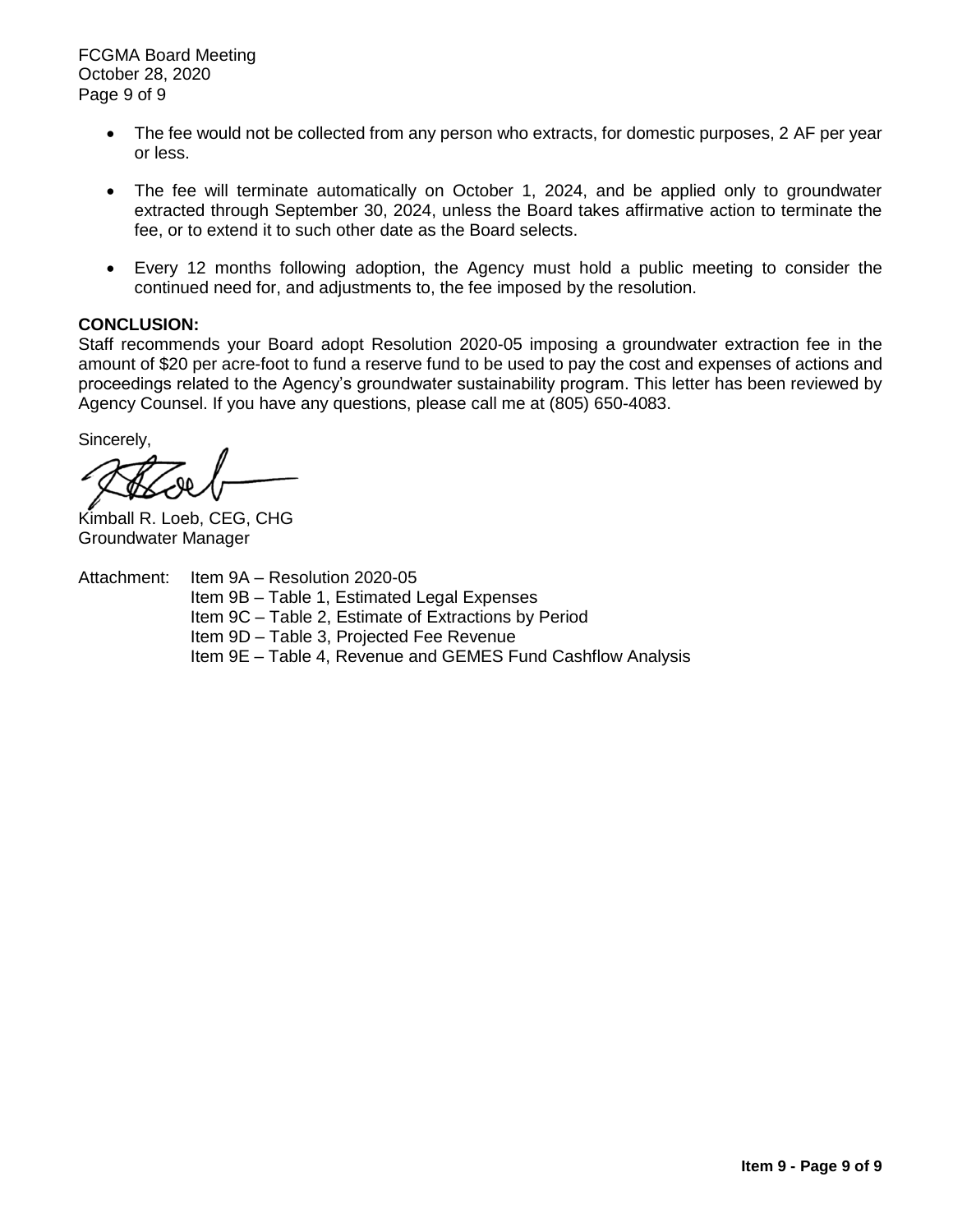- The fee would not be collected from any person who extracts, for domestic purposes, 2 AF per year or less.
- The fee will terminate automatically on October 1, 2024, and be applied only to groundwater extracted through September 30, 2024, unless the Board takes affirmative action to terminate the fee, or to extend it to such other date as the Board selects.
- Every 12 months following adoption, the Agency must hold a public meeting to consider the continued need for, and adjustments to, the fee imposed by the resolution.

**CONCLUSION:**

Staff recommends your Board adopt Resolution 2020-05 imposing a groundwater extraction fee in the amount of $20 per acre-foot to fund a reserve fund to be used to pay the cost and expenses of actions and proceedings related to the Agency's groundwater sustainability program. This letter has been reviewed by Agency Counsel. If you have any questions, please call me at (805) 650-4083.

Sincerely,

Kimball R. Loeb, CEG, CHG
Groundwater Manager

Attachment: Item 9A – Resolution 2020-05
Item 9B – Table 1, Estimated Legal Expenses
Item 9C – Table 2, Estimate of Extractions by Period
Item 9D – Table 3, Projected Fee Revenue
Item 9E – Table 4, Revenue and GEMES Fund Cashflow Analysis